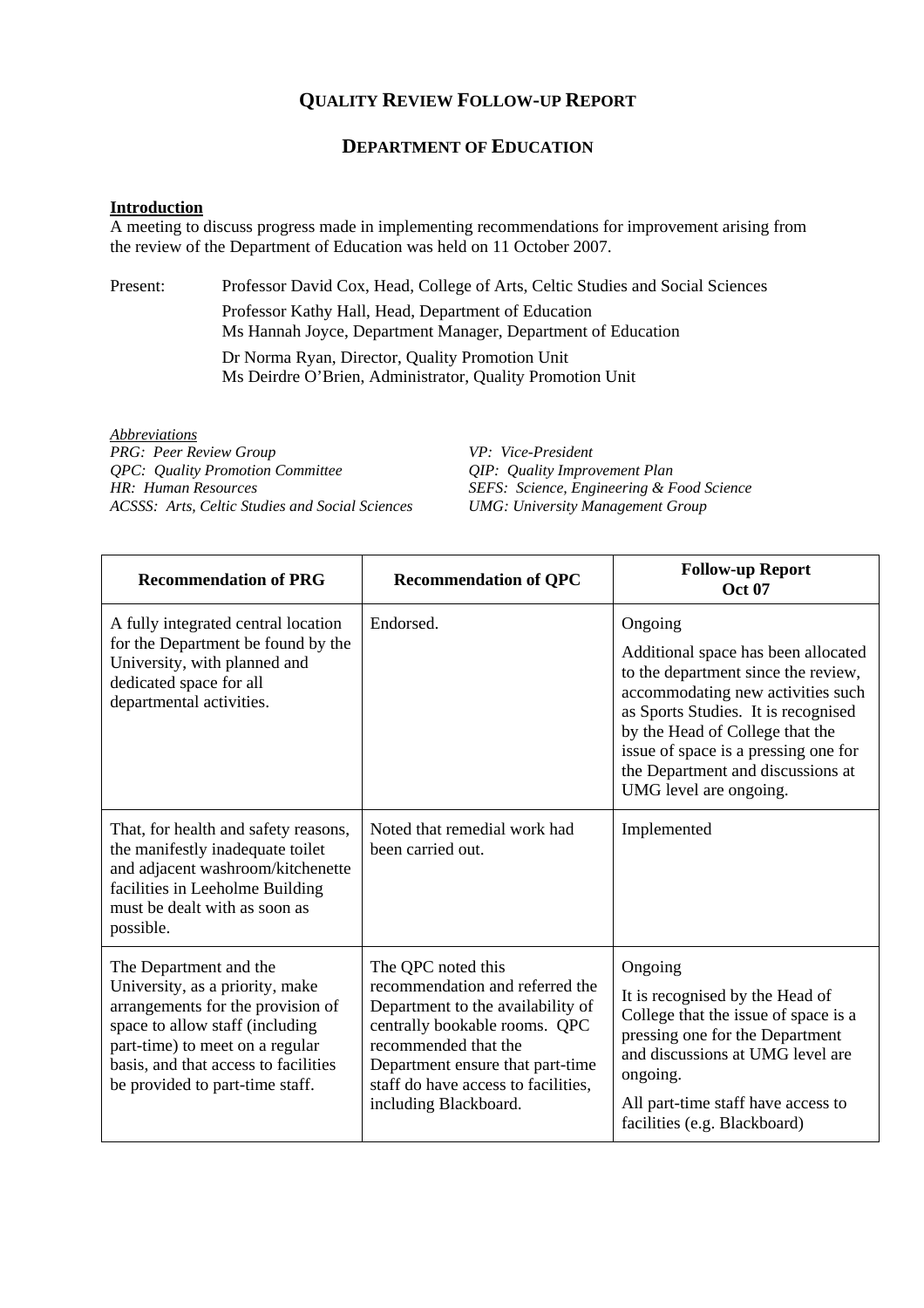# QUALITY REVIEW FOLLOW-UP REPORT

## DEPARTMENT OF EDUCATION

**Introduction**

A meeting to discuss progress made in implementing recommendations for improvement arising from the review of the Department of Education was held on 11 October 2007.

Present:
- Professor David Cox, Head, College of Arts, Celtic Studies and Social Sciences
- Professor Kathy Hall, Head, Department of Education
- Ms Hannah Joyce, Department Manager, Department of Education
- Dr Norma Ryan, Director, Quality Promotion Unit
- Ms Deirdre O'Brien, Administrator, Quality Promotion Unit

*Abbreviations*

*PRG: Peer Review Group*
*QPC: Quality Promotion Committee*
*HR: Human Resources*
*ACSSS: Arts, Celtic Studies and Social Sciences*
*VP: Vice-President*
*QIP: Quality Improvement Plan*
*SEFS: Science, Engineering & Food Science*
*UMG: University Management Group*

| Recommendation of PRG | Recommendation of QPC | Follow-up Report Oct 07 |
|---|---|---|
| A fully integrated central location for the Department be found by the University, with planned and dedicated space for all departmental activities. | Endorsed. | Ongoing<br><br>Additional space has been allocated to the department since the review, accommodating new activities such as Sports Studies. It is recognised by the Head of College that the issue of space is a pressing one for the Department and discussions at UMG level are ongoing. |
| That, for health and safety reasons, the manifestly inadequate toilet and adjacent washroom/kitchenette facilities in Leeholme Building must be dealt with as soon as possible. | Noted that remedial work had been carried out. | Implemented |
| The Department and the University, as a priority, make arrangements for the provision of space to allow staff (including part-time) to meet on a regular basis, and that access to facilities be provided to part-time staff. | The QPC noted this recommendation and referred the Department to the availability of centrally bookable rooms. QPC recommended that the Department ensure that part-time staff do have access to facilities, including Blackboard. | Ongoing<br><br>It is recognised by the Head of College that the issue of space is a pressing one for the Department and discussions at UMG level are ongoing.<br><br>All part-time staff have access to facilities (e.g. Blackboard) |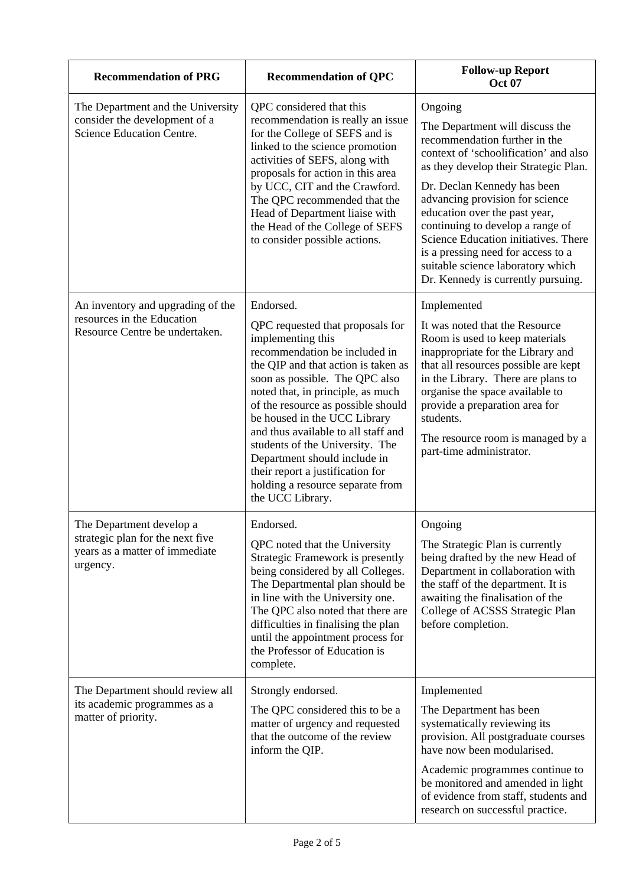| Recommendation of PRG | Recommendation of QPC | Follow-up Report Oct 07 |
|---|---|---|
| The Department and the University consider the development of a Science Education Centre. | QPC considered that this recommendation is really an issue for the College of SEFS and is linked to the science promotion activities of SEFS, along with proposals for action in this area by UCC, CIT and the Crawford. The QPC recommended that the Head of Department liaise with the Head of the College of SEFS to consider possible actions. | Ongoing<br><br>The Department will discuss the recommendation further in the context of 'schoolification' and also as they develop their Strategic Plan.<br><br>Dr. Declan Kennedy has been advancing provision for science education over the past year, continuing to develop a range of Science Education initiatives. There is a pressing need for access to a suitable science laboratory which Dr. Kennedy is currently pursuing. |
| An inventory and upgrading of the resources in the Education Resource Centre be undertaken. | Endorsed.<br><br>QPC requested that proposals for implementing this recommendation be included in the QIP and that action is taken as soon as possible. The QPC also noted that, in principle, as much of the resource as possible should be housed in the UCC Library and thus available to all staff and students of the University. The Department should include in their report a justification for holding a resource separate from the UCC Library. | Implemented<br><br>It was noted that the Resource Room is used to keep materials inappropriate for the Library and that all resources possible are kept in the Library. There are plans to organise the space available to provide a preparation area for students.<br><br>The resource room is managed by a part-time administrator. |
| The Department develop a strategic plan for the next five years as a matter of immediate urgency. | Endorsed.<br><br>QPC noted that the University Strategic Framework is presently being considered by all Colleges. The Departmental plan should be in line with the University one. The QPC also noted that there are difficulties in finalising the plan until the appointment process for the Professor of Education is complete. | Ongoing<br><br>The Strategic Plan is currently being drafted by the new Head of Department in collaboration with the staff of the department. It is awaiting the finalisation of the College of ACSSS Strategic Plan before completion. |
| The Department should review all its academic programmes as a matter of priority. | Strongly endorsed.<br><br>The QPC considered this to be a matter of urgency and requested that the outcome of the review inform the QIP. | Implemented<br><br>The Department has been systematically reviewing its provision. All postgraduate courses have now been modularised.<br><br>Academic programmes continue to be monitored and amended in light of evidence from staff, students and research on successful practice. |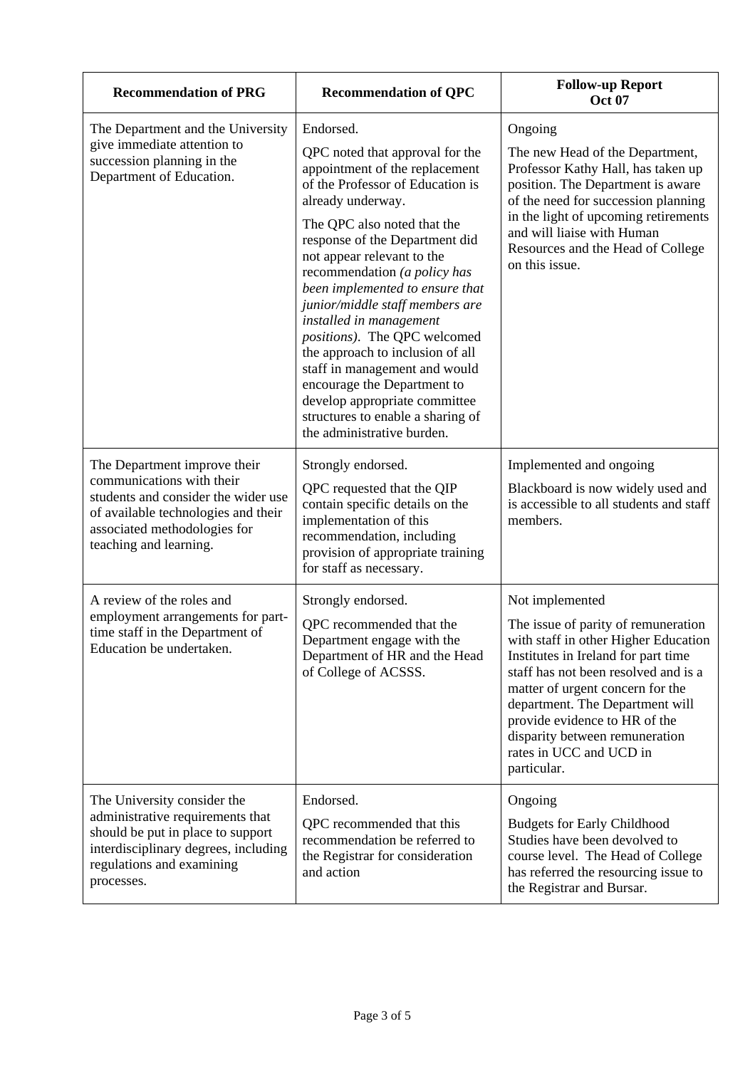| Recommendation of PRG | Recommendation of QPC | Follow-up Report Oct 07 |
|---|---|---|
| The Department and the University give immediate attention to succession planning in the Department of Education. | Endorsed.<br><br>QPC noted that approval for the appointment of the replacement of the Professor of Education is already underway.<br><br>The QPC also noted that the response of the Department did not appear relevant to the recommendation *(a policy has been implemented to ensure that junior/middle staff members are installed in management positions)*. The QPC welcomed the approach to inclusion of all staff in management and would encourage the Department to develop appropriate committee structures to enable a sharing of the administrative burden. | Ongoing<br><br>The new Head of the Department, Professor Kathy Hall, has taken up position. The Department is aware of the need for succession planning in the light of upcoming retirements and will liaise with Human Resources and the Head of College on this issue. |
| The Department improve their communications with their students and consider the wider use of available technologies and their associated methodologies for teaching and learning. | Strongly endorsed.<br><br>QPC requested that the QIP contain specific details on the implementation of this recommendation, including provision of appropriate training for staff as necessary. | Implemented and ongoing<br><br>Blackboard is now widely used and is accessible to all students and staff members. |
| A review of the roles and employment arrangements for part-time staff in the Department of Education be undertaken. | Strongly endorsed.<br><br>QPC recommended that the Department engage with the Department of HR and the Head of College of ACSSS. | Not implemented<br><br>The issue of parity of remuneration with staff in other Higher Education Institutes in Ireland for part time staff has not been resolved and is a matter of urgent concern for the department. The Department will provide evidence to HR of the disparity between remuneration rates in UCC and UCD in particular. |
| The University consider the administrative requirements that should be put in place to support interdisciplinary degrees, including regulations and examining processes. | Endorsed.<br><br>QPC recommended that this recommendation be referred to the Registrar for consideration and action | Ongoing<br><br>Budgets for Early Childhood Studies have been devolved to course level. The Head of College has referred the resourcing issue to the Registrar and Bursar. |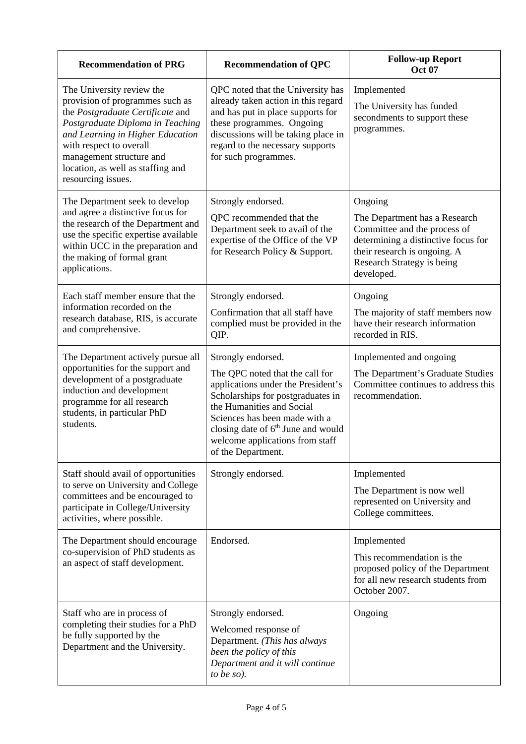| Recommendation of PRG | Recommendation of QPC | Follow-up Report Oct 07 |
|---|---|---|
| The University review the provision of programmes such as the *Postgraduate Certificate* and *Postgraduate Diploma in Teaching and Learning in Higher Education* with respect to overall management structure and location, as well as staffing and resourcing issues. | QPC noted that the University has already taken action in this regard and has put in place supports for these programmes. Ongoing discussions will be taking place in regard to the necessary supports for such programmes. | Implemented<br><br>The University has funded secondments to support these programmes. |
| The Department seek to develop and agree a distinctive focus for the research of the Department and use the specific expertise available within UCC in the preparation and the making of formal grant applications. | Strongly endorsed.<br><br>QPC recommended that the Department seek to avail of the expertise of the Office of the VP for Research Policy & Support. | Ongoing<br><br>The Department has a Research Committee and the process of determining a distinctive focus for their research is ongoing. A Research Strategy is being developed. |
| Each staff member ensure that the information recorded on the research database, RIS, is accurate and comprehensive. | Strongly endorsed.<br><br>Confirmation that all staff have complied must be provided in the QIP. | Ongoing<br><br>The majority of staff members now have their research information recorded in RIS. |
| The Department actively pursue all opportunities for the support and development of a postgraduate induction and development programme for all research students, in particular PhD students. | Strongly endorsed.<br><br>The QPC noted that the call for applications under the President's Scholarships for postgraduates in the Humanities and Social Sciences has been made with a closing date of 6th June and would welcome applications from staff of the Department. | Implemented and ongoing<br><br>The Department's Graduate Studies Committee continues to address this recommendation. |
| Staff should avail of opportunities to serve on University and College committees and be encouraged to participate in College/University activities, where possible. | Strongly endorsed. | Implemented<br><br>The Department is now well represented on University and College committees. |
| The Department should encourage co-supervision of PhD students as an aspect of staff development. | Endorsed. | Implemented<br><br>This recommendation is the proposed policy of the Department for all new research students from October 2007. |
| Staff who are in process of completing their studies for a PhD be fully supported by the Department and the University. | Strongly endorsed.<br><br>Welcomed response of Department. *(This has always been the policy of this Department and it will continue to be so).* | Ongoing |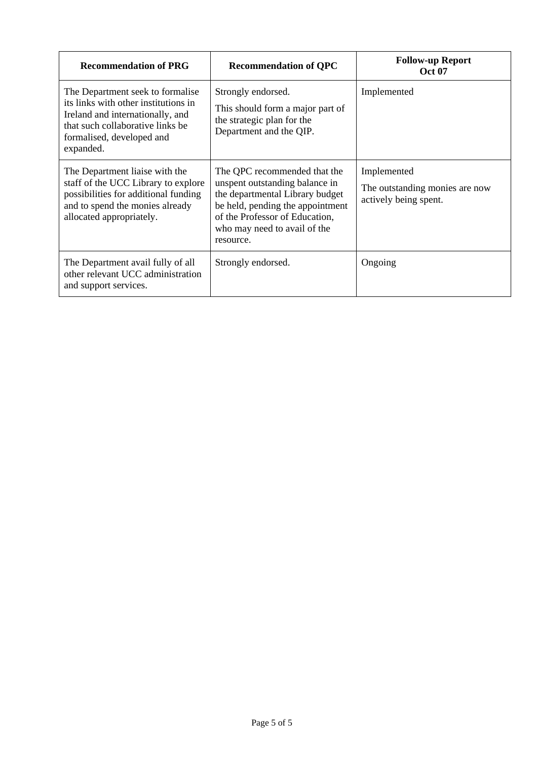| **Recommendation of PRG** | **Recommendation of QPC** | **Follow-up Report Oct 07** |
|---|---|---|
| The Department seek to formalise its links with other institutions in Ireland and internationally, and that such collaborative links be formalised, developed and expanded. | Strongly endorsed.<br>This should form a major part of the strategic plan for the Department and the QIP. | Implemented |
| The Department liaise with the staff of the UCC Library to explore possibilities for additional funding and to spend the monies already allocated appropriately. | The QPC recommended that the unspent outstanding balance in the departmental Library budget be held, pending the appointment of the Professor of Education, who may need to avail of the resource. | Implemented<br>The outstanding monies are now actively being spent. |
| The Department avail fully of all other relevant UCC administration and support services. | Strongly endorsed. | Ongoing |